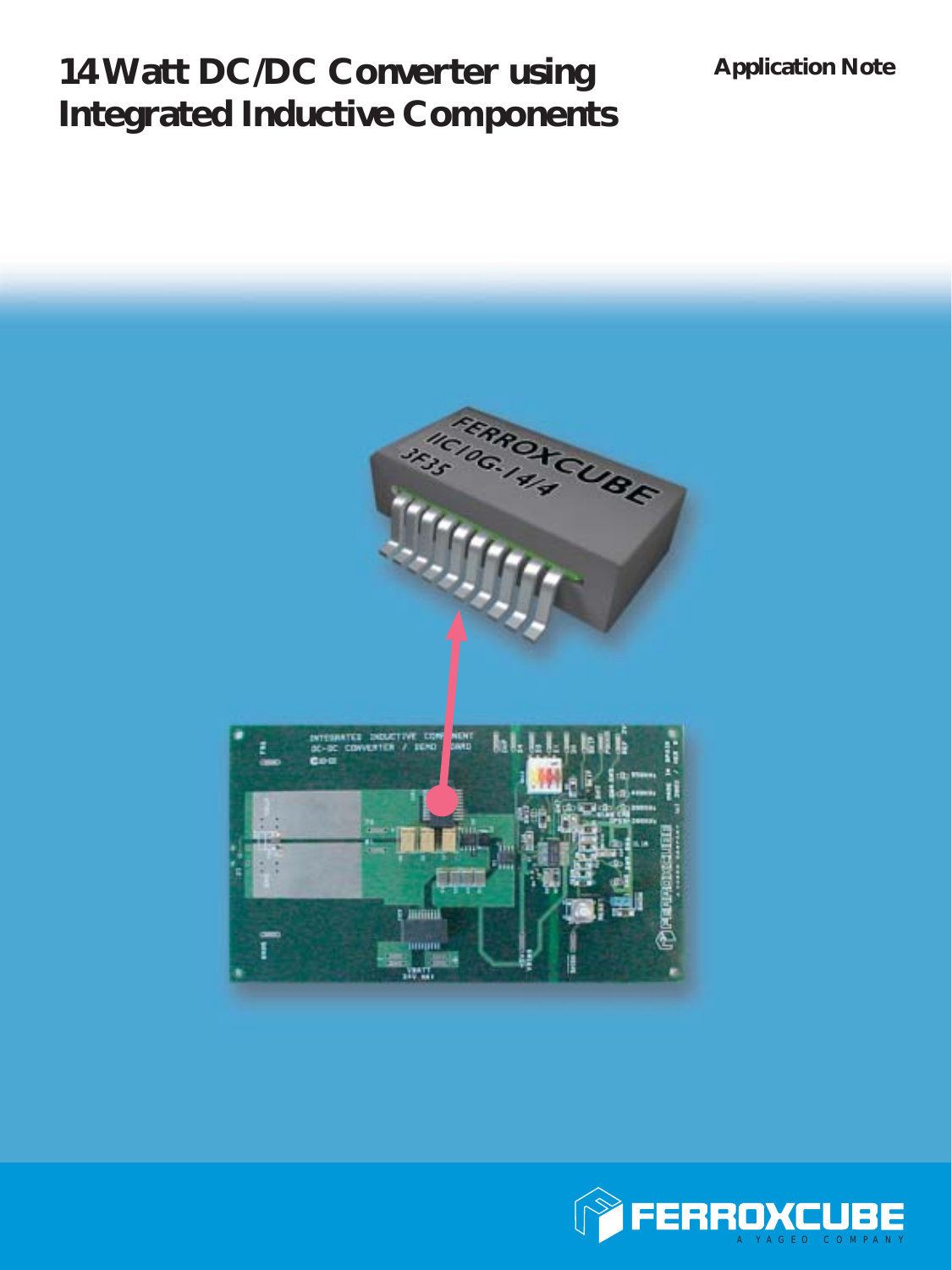# 14 Watt DC/DC Converter using Integrated Inductive Components

**Application Note**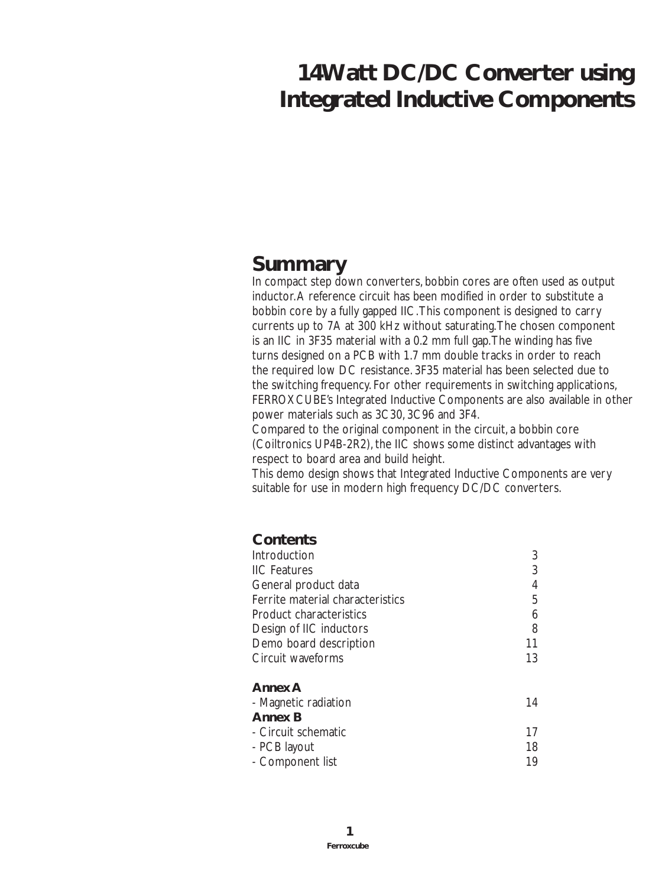# 14Watt DC/DC Converter using Integrated Inductive Components

## Summary

In compact step down converters, bobbin cores are often used as output inductor. A reference circuit has been modified in order to substitute a bobbin core by a fully gapped IIC. This component is designed to carry currents up to 7A at 300 kHz without saturating. The chosen component is an IIC in 3F35 material with a 0.2 mm full gap. The winding has five turns designed on a PCB with 1.7 mm double tracks in order to reach the required low DC resistance. 3F35 material has been selected due to the switching frequency. For other requirements in switching applications, FERROXCUBE's Integrated Inductive Components are also available in other power materials such as 3C30, 3C96 and 3F4.

Compared to the original component in the circuit, a bobbin core (Coiltronics UP4B-2R2), the IIC shows some distinct advantages with respect to board area and build height.

This demo design shows that Integrated Inductive Components are very suitable for use in modern high frequency DC/DC converters.

### Contents

| | |
|---|---|
| Introduction | 3 |
| IIC Features | 3 |
| General product data | 4 |
| Ferrite material characteristics | 5 |
| Product characteristics | 6 |
| Design of IIC inductors | 8 |
| Demo board description | 11 |
| Circuit waveforms | 13 |
| **Annex A** | |
| - Magnetic radiation | 14 |
| **Annex B** | |
| - Circuit schematic | 17 |
| - PCB layout | 18 |
| - Component list | 19 |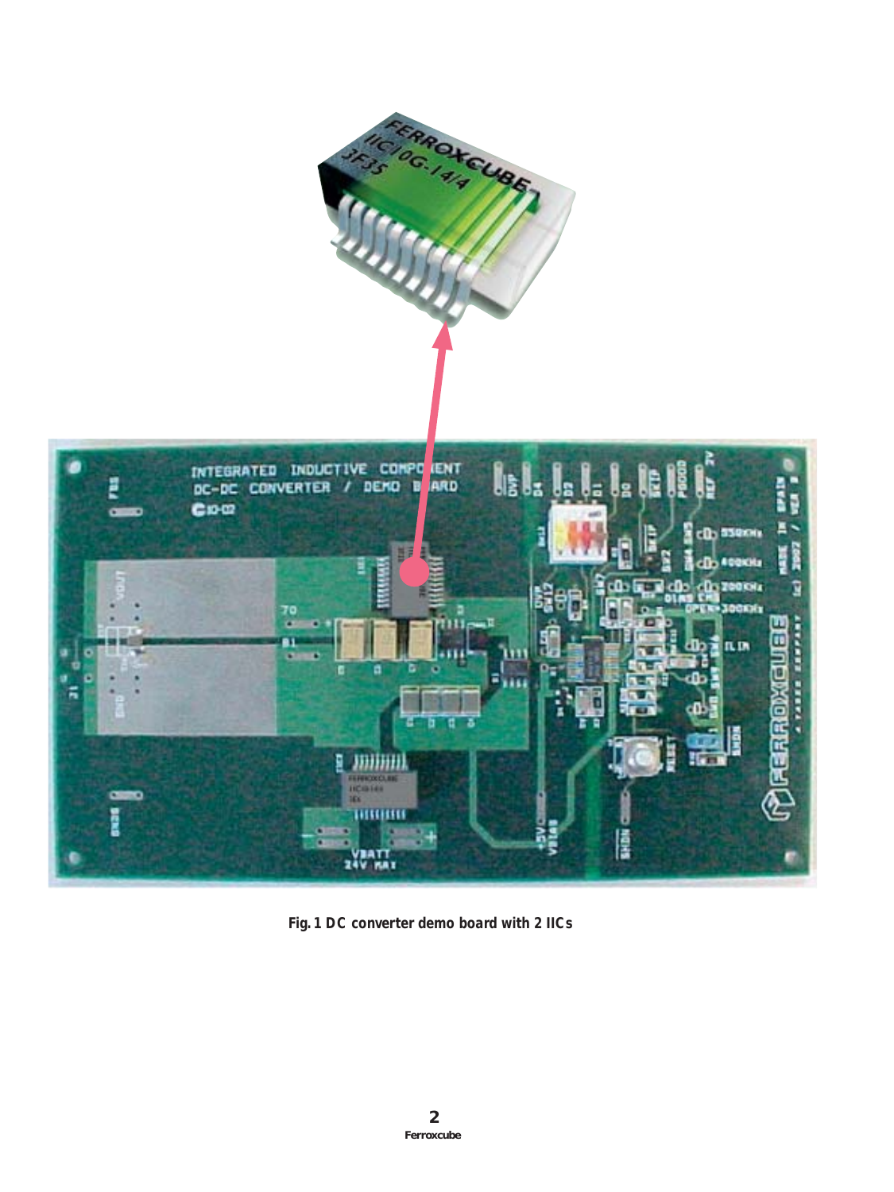Fig. 1 DC converter demo board with 2 IICs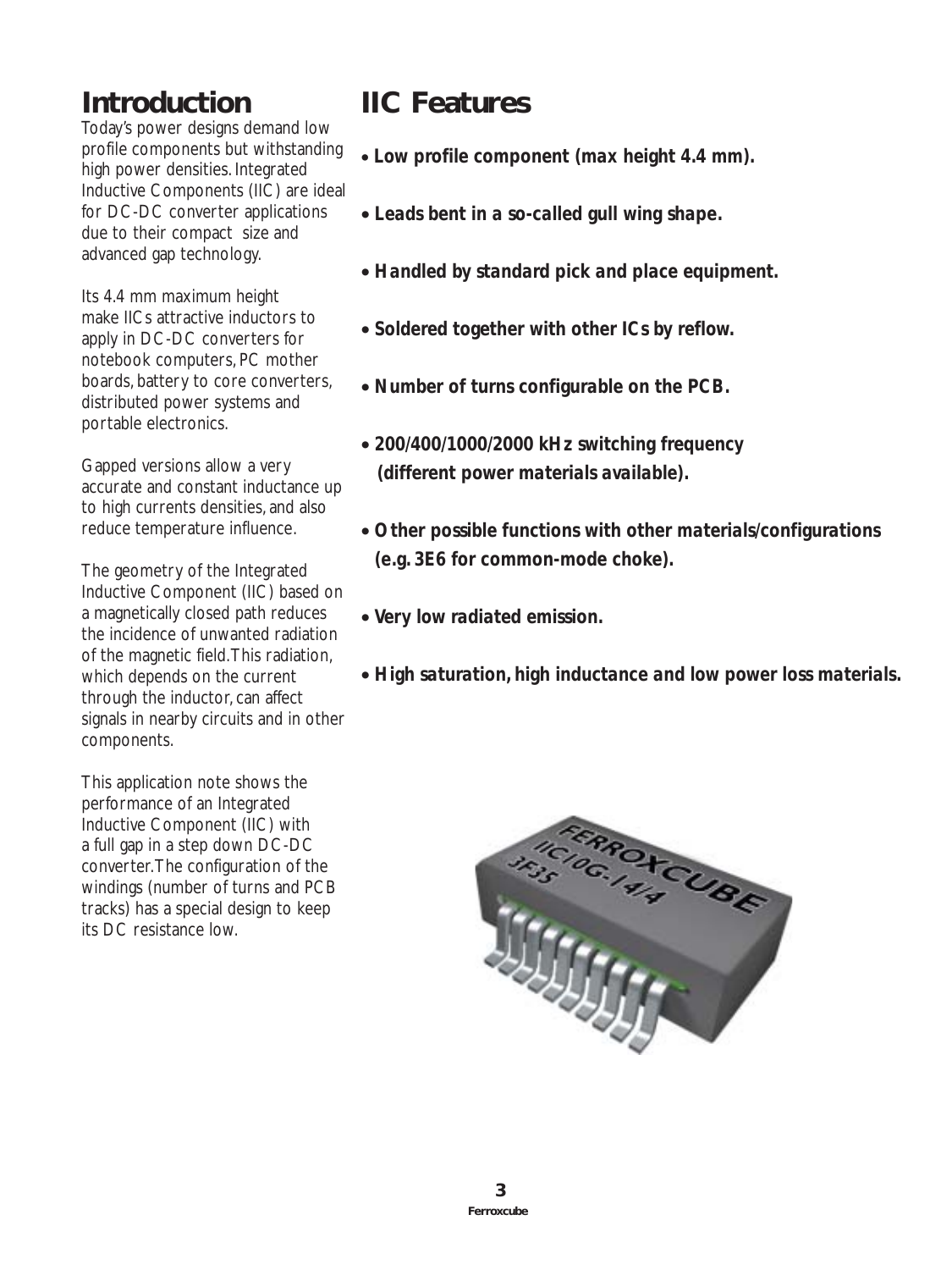## Introduction

Today's power designs demand low profile components but withstanding high power densities. Integrated Inductive Components (IIC) are ideal for DC-DC converter applications due to their compact size and advanced gap technology.

Its 4.4 mm maximum height make IICs attractive inductors to apply in DC-DC converters for notebook computers, PC mother boards, battery to core converters, distributed power systems and portable electronics.

Gapped versions allow a very accurate and constant inductance up to high currents densities, and also reduce temperature influence.

The geometry of the Integrated Inductive Component (IIC) based on a magnetically closed path reduces the incidence of unwanted radiation of the magnetic field. This radiation, which depends on the current through the inductor, can affect signals in nearby circuits and in other components.

This application note shows the performance of an Integrated Inductive Component (IIC) with a full gap in a step down DC-DC converter. The configuration of the windings (number of turns and PCB tracks) has a special design to keep its DC resistance low.

## IIC Features

- ***Low profile component (max height 4.4 mm).***
- ***Leads bent in a so-called gull wing shape.***
- ***Handled by standard pick and place equipment.***
- ***Soldered together with other ICs by reflow.***
- ***Number of turns configurable on the PCB.***
- ***200/400/1000/2000 kHz switching frequency (different power materials available).***
- ***Other possible functions with other materials/configurations (e.g. 3E6 for common-mode choke).***
- ***Very low radiated emission.***
- ***High saturation, high inductance and low power loss materials.***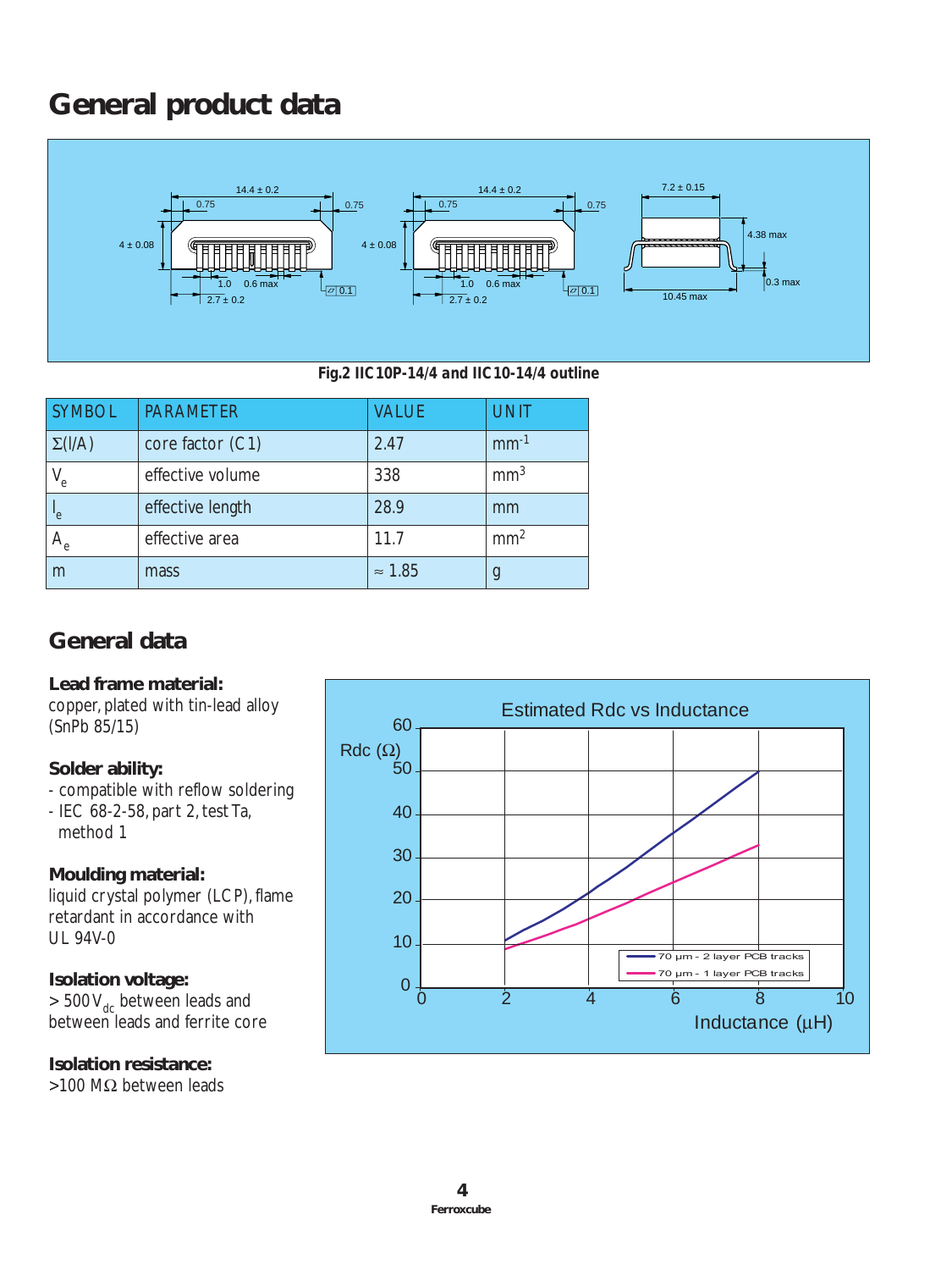# General product data

Fig.2 IIC10P-14/4 and IIC10-14/4 outline

| SYMBOL | PARAMETER | VALUE | UNIT |
|---|---|---|---|
| $\Sigma(l/A)$ | core factor (C1) | 2.47 | $mm^{-1}$ |
| $V_e$ | effective volume | 338 | $mm^3$ |
| $l_e$ | effective length | 28.9 | mm |
| $A_e$ | effective area | 11.7 | $mm^2$ |
| m | mass | ≈ 1.85 | g |

## General data

**Lead frame material:**
copper, plated with tin-lead alloy (SnPb 85/15)

**Solder ability:**
- compatible with reflow soldering
- IEC 68-2-58, part 2, test Ta, method 1

**Moulding material:**
liquid crystal polymer (LCP), flame retardant in accordance with UL 94V-0

**Isolation voltage:**
> 500 $V_{dc}$ between leads and between leads and ferrite core

**Isolation resistance:**
>100 MΩ between leads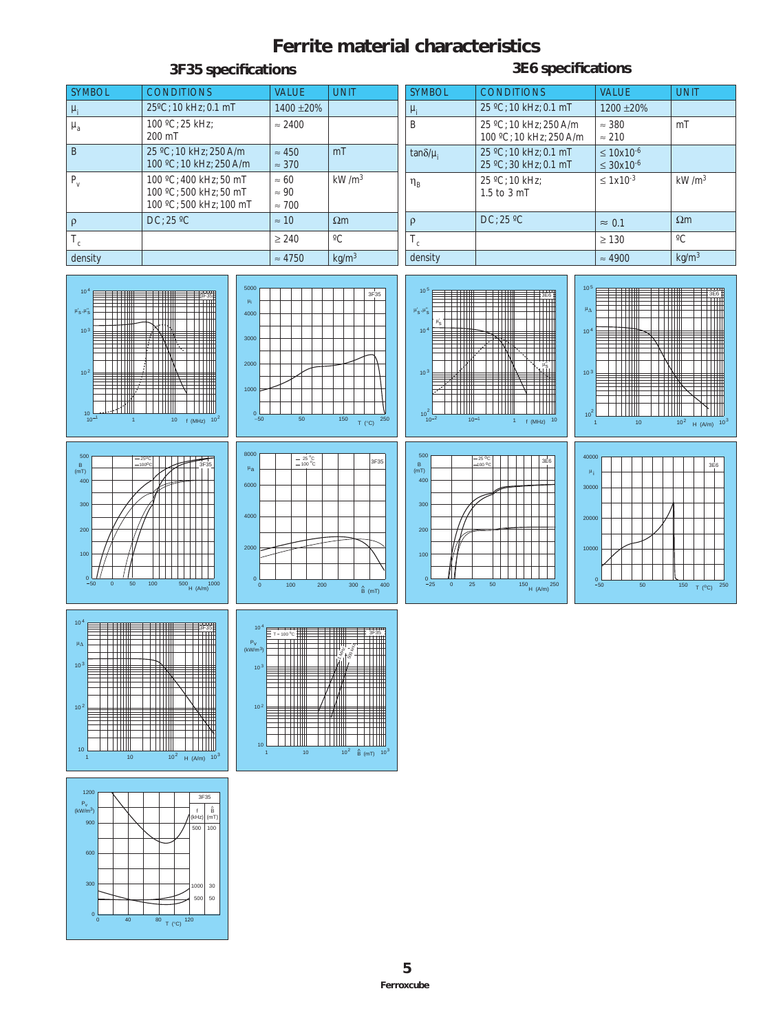# Ferrite material characteristics

## 3F35 specifications

| SYMBOL | CONDITIONS | VALUE | UNIT |
|---|---|---|---|
| $\mu_i$ | 25ºC; 10 kHz; 0.1 mT | 1400 ±20% | |
| $\mu_a$ | 100 ºC; 25 kHz; 200 mT | ≈ 2400 | |
| B | 25 ºC; 10 kHz; 250 A/m<br>100 ºC; 10 kHz; 250 A/m | ≈ 450<br>≈ 370 | mT |
| $P_v$ | 100 ºC; 400 kHz; 50 mT<br>100 ºC; 500 kHz; 50 mT<br>100 ºC; 500 kHz; 100 mT | ≈ 60<br>≈ 90<br>≈ 700 | kW /m$^3$ |
| ρ | DC; 25 ºC | ≈ 10 | Ωm |
| $T_c$ | | ≥ 240 | ºC |
| density | | ≈ 4750 | kg/m$^3$ |

## 3E6 specifications

| SYMBOL | CONDITIONS | VALUE | UNIT |
|---|---|---|---|
| $\mu_i$ | 25 ºC; 10 kHz; 0.1 mT | 1200 ±20% | |
| B | 25 ºC; 10 kHz; 250 A/m<br>100 ºC; 10 kHz; 250 A/m | ≈ 380<br>≈ 210 | mT |
| $\tan\delta/\mu_i$ | 25 ºC; 10 kHz; 0.1 mT<br>25 ºC; 30 kHz; 0.1 mT | ≤ 10x10$^{-6}$<br>≤ 30x10$^{-6}$ | |
| $\eta_B$ | 25 ºC; 10 kHz; 1.5 to 3 mT | ≤ 1x10$^{-3}$ | kW /m$^3$ |
| ρ | DC; 25 ºC | ≈ 0.1 | Ωm |
| $T_c$ | | ≥ 130 | ºC |
| density | | ≈ 4900 | kg/m$^3$ |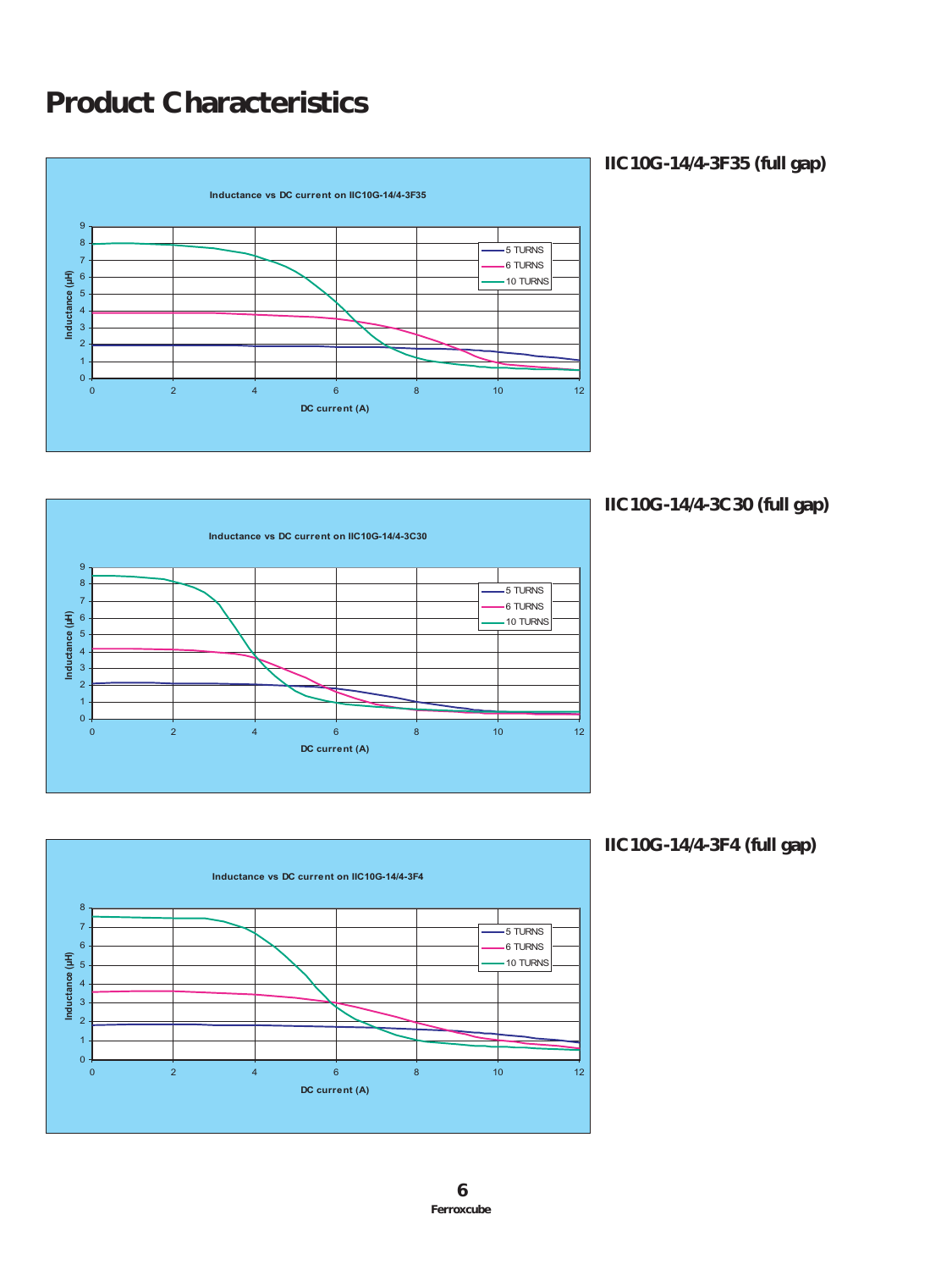# Product Characteristics

### IIC10G-14/4-3F35 (full gap)

Inductance vs DC current on IIC10G-14/4-3F35

### IIC10G-14/4-3C30 (full gap)

Inductance vs DC current on IIC10G-14/4-3C30

### IIC10G-14/4-3F4 (full gap)

Inductance vs DC current on IIC10G-14/4-3F4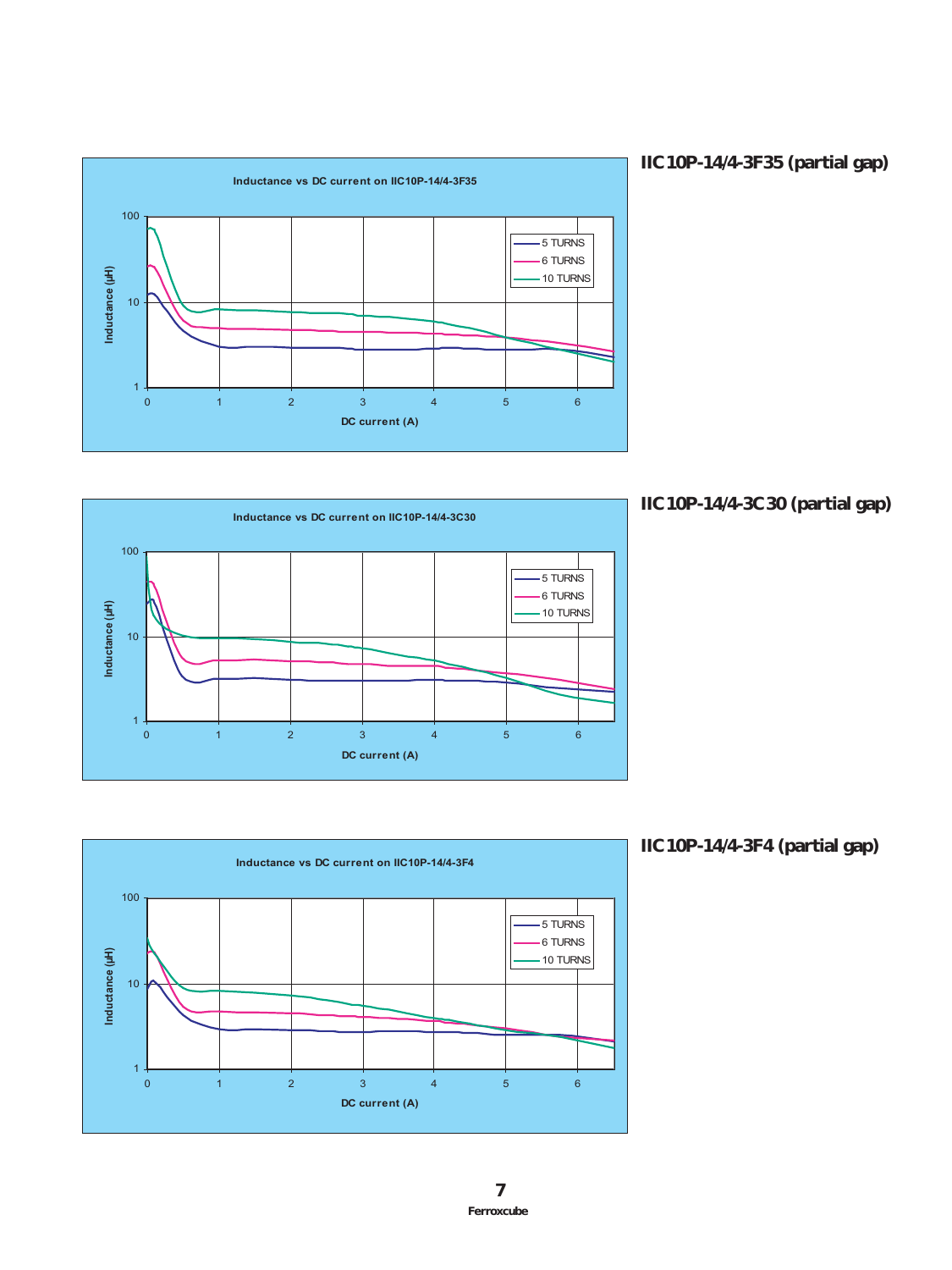## IIC10P-14/4-3F35 (partial gap)

**Inductance vs DC current on IIC10P-14/4-3F35**

Inductance (µH) vs DC current (A); curves: 5 TURNS, 6 TURNS, 10 TURNS

## IIC10P-14/4-3C30 (partial gap)

**Inductance vs DC current on IIC10P-14/4-3C30**

Inductance (µH) vs DC current (A); curves: 5 TURNS, 6 TURNS, 10 TURNS

## IIC10P-14/4-3F4 (partial gap)

**Inductance vs DC current on IIC10P-14/4-3F4**

Inductance (µH) vs DC current (A); curves: 5 TURNS, 6 TURNS, 10 TURNS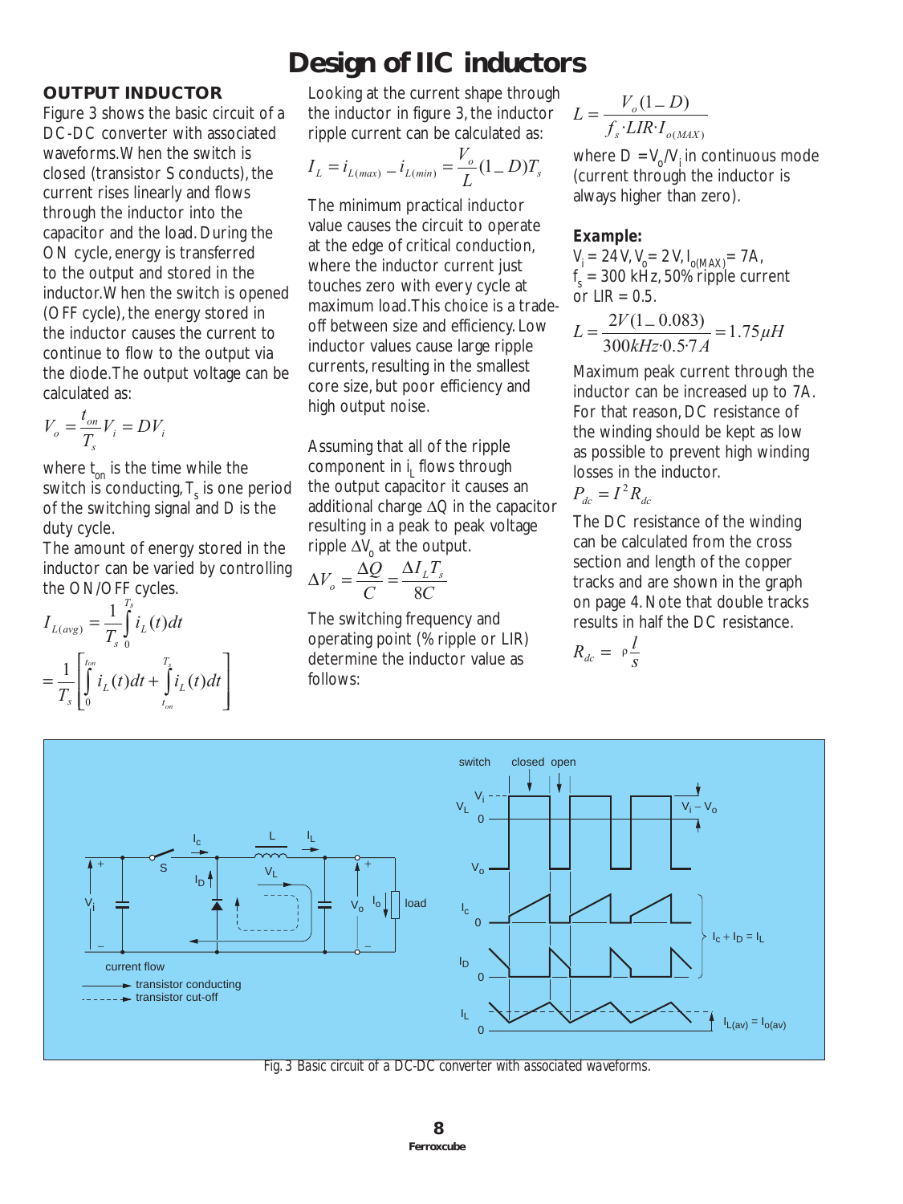# Design of IIC inductors

## OUTPUT INDUCTOR

Figure 3 shows the basic circuit of a DC-DC converter with associated waveforms. When the switch is closed (transistor S conducts), the current rises linearly and flows through the inductor into the capacitor and the load. During the ON cycle, energy is transferred to the output and stored in the inductor. When the switch is opened (OFF cycle), the energy stored in the inductor causes the current to continue to flow to the output via the diode. The output voltage can be calculated as:

$$V_o = \frac{t_{on}}{T_s} V_i = DV_i$$

where $t_{on}$ is the time while the switch is conducting, $T_s$ is one period of the switching signal and D is the duty cycle.

The amount of energy stored in the inductor can be varied by controlling the ON/OFF cycles.

$$I_{L(avg)} = \frac{1}{T_s} \int_0^{T_s} i_L(t)dt$$

$$= \frac{1}{T_s} \left[ \int_0^{t_{on}} i_L(t)dt + \int_{t_{on}}^{T_s} i_L(t)dt \right]$$

Looking at the current shape through the inductor in figure 3, the inductor ripple current can be calculated as:

$$I_L = i_{L(max)} - i_{L(min)} = \frac{V_o}{L}(1-D)T_s$$

The minimum practical inductor value causes the circuit to operate at the edge of critical conduction, where the inductor current just touches zero with every cycle at maximum load. This choice is a trade-off between size and efficiency. Low inductor values cause large ripple currents, resulting in the smallest core size, but poor efficiency and high output noise.

Assuming that all of the ripple component in $i_L$ flows through the output capacitor it causes an additional charge $\Delta Q$ in the capacitor resulting in a peak to peak voltage ripple $\Delta V_o$ at the output.

$$\Delta V_o = \frac{\Delta Q}{C} = \frac{\Delta I_L T_s}{8C}$$

The switching frequency and operating point (% ripple or LIR) determine the inductor value as follows:

$$L = \frac{V_o(1-D)}{f_s \cdot LIR \cdot I_{o(MAX)}}$$

where $D = V_o/V_i$ in continuous mode (current through the inductor is always higher than zero).

**Example:**

$V_i = 24\,V$, $V_o = 2\,V$, $I_{o(MAX)} = 7A$, $f_s = 300\,kHz$, 50% ripple current or LIR = 0.5.

$$L = \frac{2V(1-0.083)}{300kHz \cdot 0.5 \cdot 7A} = 1.75\mu H$$

Maximum peak current through the inductor can be increased up to 7A. For that reason, DC resistance of the winding should be kept as low as possible to prevent high winding losses in the inductor.

$$P_{dc} = I^2 R_{dc}$$

The DC resistance of the winding can be calculated from the cross section and length of the copper tracks and are shown in the graph on page 4. Note that double tracks results in half the DC resistance.

$$R_{dc} = \rho \frac{l}{s}$$

Fig. 3 Basic circuit of a DC-DC converter with associated waveforms.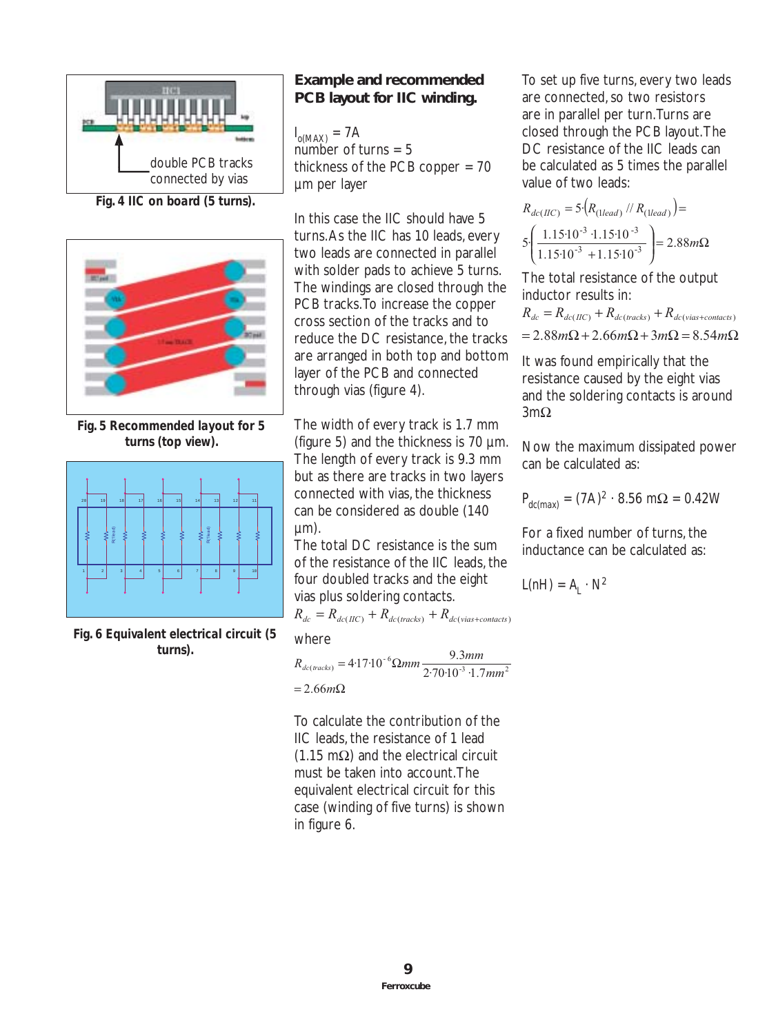double PCB tracks connected by vias

**Fig. 4 IIC on board (5 turns).**

**Fig. 5 Recommended layout for 5 turns (top view).**

**Fig. 6 Equivalent electrical circuit (5 turns).**

## Example and recommended PCB layout for IIC winding.

$I_{o(MAX)} = 7A$
number of turns = 5
thickness of the PCB copper = 70 µm per layer

In this case the IIC should have 5 turns. As the IIC has 10 leads, every two leads are connected in parallel with solder pads to achieve 5 turns. The windings are closed through the PCB tracks. To increase the copper cross section of the tracks and to reduce the DC resistance, the tracks are arranged in both top and bottom layer of the PCB and connected through vias (figure 4).

The width of every track is 1.7 mm (figure 5) and the thickness is 70 µm. The length of every track is 9.3 mm but as there are tracks in two layers connected with vias, the thickness can be considered as double (140 µm).

The total DC resistance is the sum of the resistance of the IIC leads, the four doubled tracks and the eight vias plus soldering contacts.

$$R_{dc} = R_{dc(IIC)} + R_{dc(tracks)} + R_{dc(vias+contacts)}$$

where

$$R_{dc(tracks)} = 4 \cdot 17 \cdot 10^{-6} \Omega mm \frac{9.3mm}{2 \cdot 70 \cdot 10^{-3} \cdot 1.7mm^2} = 2.66m\Omega$$

To calculate the contribution of the IIC leads, the resistance of 1 lead (1.15 mΩ) and the electrical circuit must be taken into account. The equivalent electrical circuit for this case (winding of five turns) is shown in figure 6.

To set up five turns, every two leads are connected, so two resistors are in parallel per turn. Turns are closed through the PCB layout. The DC resistance of the IIC leads can be calculated as 5 times the parallel value of two leads:

$$R_{dc(IIC)} = 5 \cdot \left( R_{(1lead)} // R_{(1lead)} \right) = 5 \cdot \left( \frac{1.15 \cdot 10^{-3} \cdot 1.15 \cdot 10^{-3}}{1.15 \cdot 10^{-3} + 1.15 \cdot 10^{-3}} \right) = 2.88m\Omega$$

The total resistance of the output inductor results in:

$$R_{dc} = R_{dc(IIC)} + R_{dc(tracks)} + R_{dc(vias+contacts)} = 2.88m\Omega + 2.66m\Omega + 3m\Omega = 8.54m\Omega$$

It was found empirically that the resistance caused by the eight vias and the soldering contacts is around 3mΩ

Now the maximum dissipated power can be calculated as:

$$P_{dc(max)} = (7A)^2 \cdot 8.56 \text{ m}\Omega = 0.42W$$

For a fixed number of turns, the inductance can be calculated as:

$$L(nH) = A_L \cdot N^2$$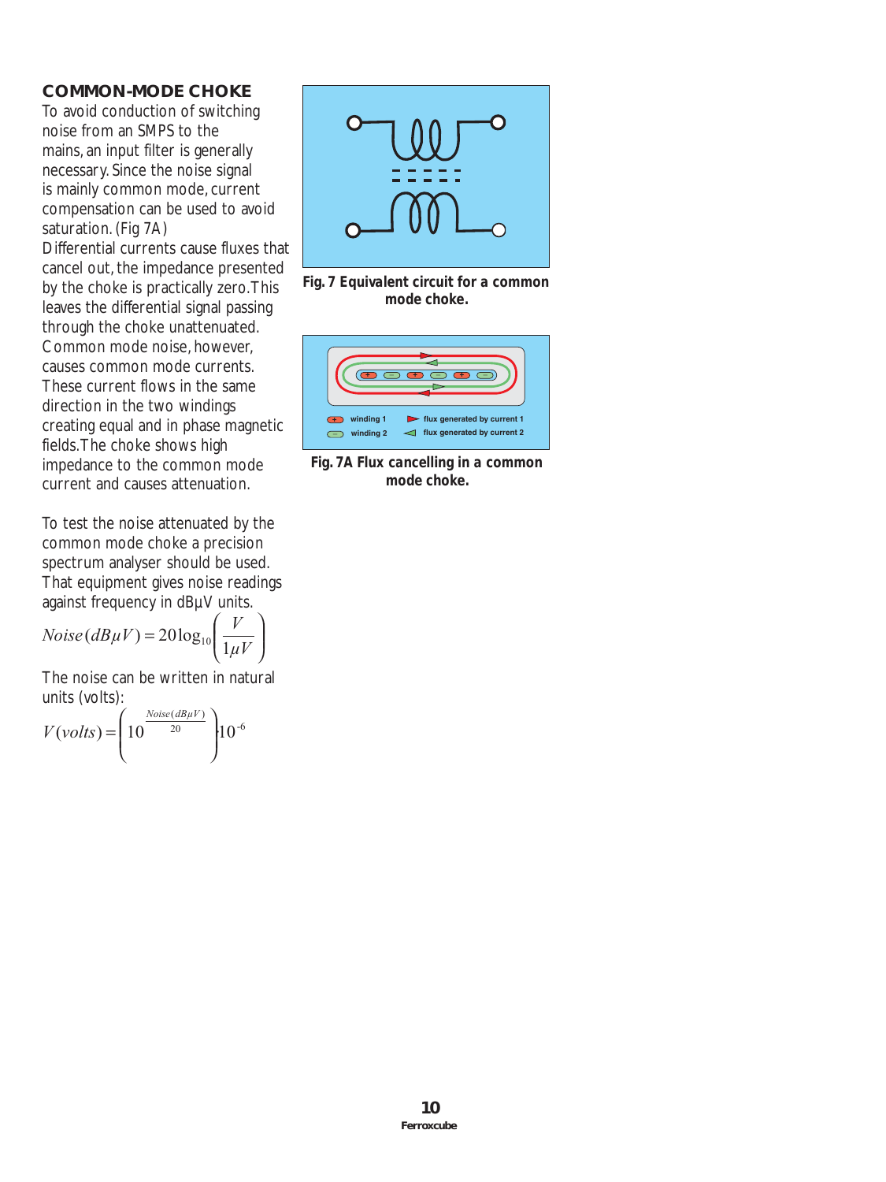## COMMON-MODE CHOKE

To avoid conduction of switching noise from an SMPS to the mains, an input filter is generally necessary. Since the noise signal is mainly common mode, current compensation can be used to avoid saturation. (Fig 7A)

Differential currents cause fluxes that cancel out, the impedance presented by the choke is practically zero. This leaves the differential signal passing through the choke unattenuated. Common mode noise, however, causes common mode currents. These current flows in the same direction in the two windings creating equal and in phase magnetic fields. The choke shows high impedance to the common mode current and causes attenuation.

To test the noise attenuated by the common mode choke a precision spectrum analyser should be used. That equipment gives noise readings against frequency in dBµV units.

$$Noise(dB\mu V) = 20\log_{10}\left(\frac{V}{1\mu V}\right)$$

The noise can be written in natural units (volts):

$$V(volts) = \left(10^{\frac{Noise(dB\mu V)}{20}}\right)10^{-6}$$

**Fig. 7 Equivalent circuit for a common mode choke.**

winding 1 — flux generated by current 1

winding 2 — flux generated by current 2

**Fig. 7A Flux cancelling in a common mode choke.**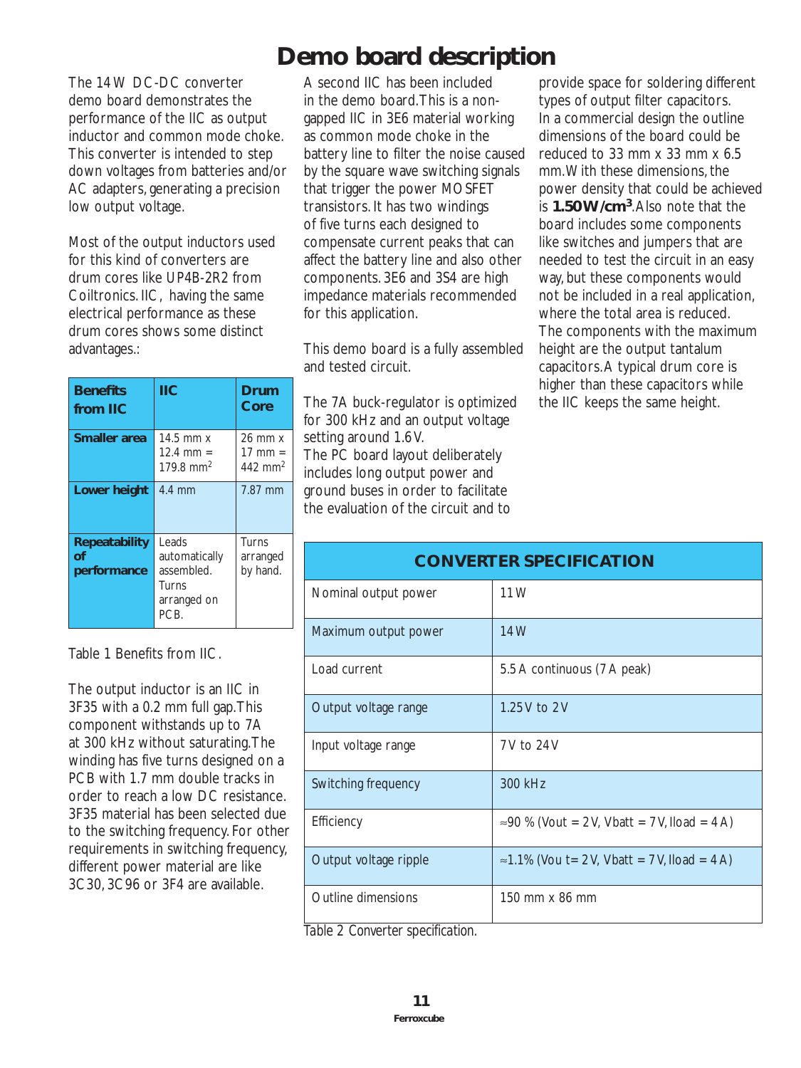# Demo board description

The 14 W DC-DC converter demo board demonstrates the performance of the IIC as output inductor and common mode choke. This converter is intended to step down voltages from batteries and/or AC adapters, generating a precision low output voltage.

Most of the output inductors used for this kind of converters are drum cores like UP4B-2R2 from Coiltronics. IIC, having the same electrical performance as these drum cores shows some distinct advantages.:

| Benefits from IIC | IIC | Drum Core |
|---|---|---|
| **Smaller area** | 14.5 mm x 12.4 mm = 179.8 mm$^2$ | 26 mm x 17 mm = 442 mm$^2$ |
| **Lower height** | 4.4 mm | 7.87 mm |
| **Repeatability of performance** | Leads automatically assembled. Turns arranged on PCB. | Turns arranged by hand. |

Table 1 Benefits from IIC.

The output inductor is an IIC in 3F35 with a 0.2 mm full gap. This component withstands up to 7A at 300 kHz without saturating. The winding has five turns designed on a PCB with 1.7 mm double tracks in order to reach a low DC resistance. 3F35 material has been selected due to the switching frequency. For other requirements in switching frequency, different power material are like 3C30, 3C96 or 3F4 are available.

A second IIC has been included in the demo board. This is a non-gapped IIC in 3E6 material working as common mode choke in the battery line to filter the noise caused by the square wave switching signals that trigger the power MOSFET transistors. It has two windings of five turns each designed to compensate current peaks that can affect the battery line and also other components. 3E6 and 3S4 are high impedance materials recommended for this application.

This demo board is a fully assembled and tested circuit.

The 7A buck-regulator is optimized for 300 kHz and an output voltage setting around 1.6 V.
The PC board layout deliberately includes long output power and ground buses in order to facilitate the evaluation of the circuit and to provide space for soldering different types of output filter capacitors.
In a commercial design the outline dimensions of the board could be reduced to 33 mm x 33 mm x 6.5 mm. With these dimensions, the power density that could be achieved is **1.50 W/cm$^3$**. Also note that the board includes some components like switches and jumpers that are needed to test the circuit in an easy way, but these components would not be included in a real application, where the total area is reduced. The components with the maximum height are the output tantalum capacitors. A typical drum core is higher than these capacitors while the IIC keeps the same height.

| CONVERTER SPECIFICATION | |
|---|---|
| Nominal output power | 11 W |
| Maximum output power | 14 W |
| Load current | 5.5 A continuous (7 A peak) |
| Output voltage range | 1.25 V to 2 V |
| Input voltage range | 7 V to 24 V |
| Switching frequency | 300 kHz |
| Efficiency | ≈90 % (Vout = 2 V, Vbatt = 7 V, Iload = 4 A) |
| Output voltage ripple | ≈1.1% (Vou t= 2 V, Vbatt = 7 V, Iload = 4 A) |
| Outline dimensions | 150 mm x 86 mm |

Table 2 Converter specification.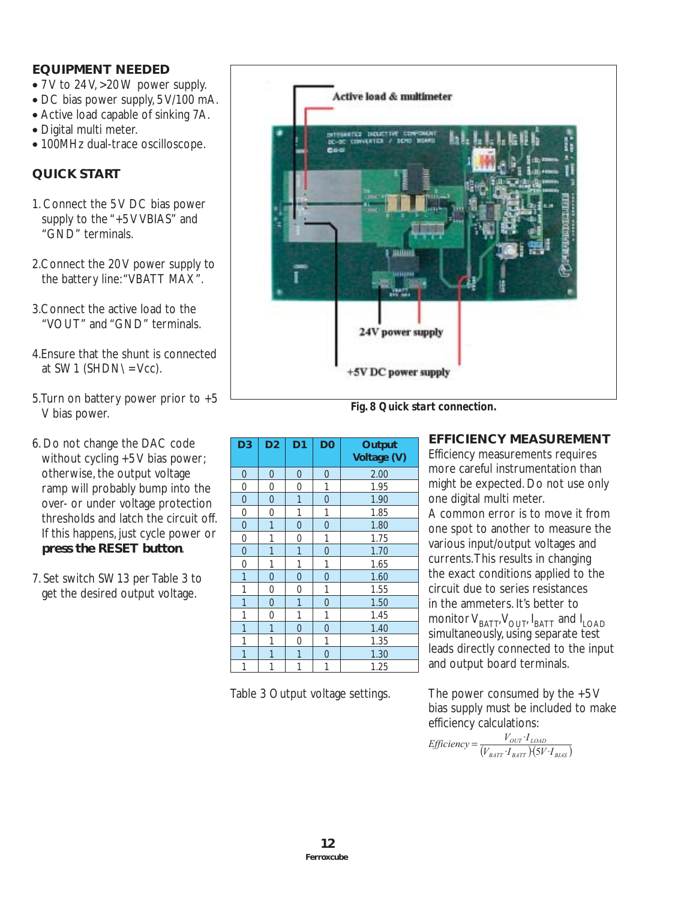## EQUIPMENT NEEDED

- 7V to 24V, >20W power supply.
- DC bias power supply, 5V/100 mA.
- Active load capable of sinking 7A.
- Digital multi meter.
- 100MHz dual-trace oscilloscope.

## QUICK START

1. Connect the 5V DC bias power supply to the "+5V VBIAS" and "GND" terminals.
2. Connect the 20V power supply to the battery line: "VBATT MAX".
3. Connect the active load to the "VOUT" and "GND" terminals.
4. Ensure that the shunt is connected at SW1 (SHDN\ = Vcc).
5. Turn on battery power prior to +5 V bias power.
6. Do not change the DAC code without cycling +5V bias power; otherwise, the output voltage ramp will probably bump into the over- or under voltage protection thresholds and latch the circuit off. If this happens, just cycle power or **press the RESET button**.
7. Set switch SW13 per Table 3 to get the desired output voltage.

Active load & multimeter

24V power supply

+5V DC power supply

**Fig. 8 Quick start connection.**

| D3 | D2 | D1 | D0 | Output Voltage (V) |
|---|---|---|---|---|
| 0 | 0 | 0 | 0 | 2.00 |
| 0 | 0 | 0 | 1 | 1.95 |
| 0 | 0 | 1 | 0 | 1.90 |
| 0 | 0 | 1 | 1 | 1.85 |
| 0 | 1 | 0 | 0 | 1.80 |
| 0 | 1 | 0 | 1 | 1.75 |
| 0 | 1 | 1 | 0 | 1.70 |
| 0 | 1 | 1 | 1 | 1.65 |
| 1 | 0 | 0 | 0 | 1.60 |
| 1 | 0 | 0 | 1 | 1.55 |
| 1 | 0 | 1 | 0 | 1.50 |
| 1 | 0 | 1 | 1 | 1.45 |
| 1 | 1 | 0 | 0 | 1.40 |
| 1 | 1 | 0 | 1 | 1.35 |
| 1 | 1 | 1 | 0 | 1.30 |
| 1 | 1 | 1 | 1 | 1.25 |

Table 3 Output voltage settings.

## EFFICIENCY MEASUREMENT

Efficiency measurements requires more careful instrumentation than might be expected. Do not use only one digital multi meter.

A common error is to move it from one spot to another to measure the various input/output voltages and currents. This results in changing the exact conditions applied to the circuit due to series resistances in the ammeters. It's better to monitor $V_{BATT}$, $V_{OUT}$, $I_{BATT}$ and $I_{LOAD}$ simultaneously, using separate test leads directly connected to the input and output board terminals.

The power consumed by the +5V bias supply must be included to make efficiency calculations:

$$Efficiency = \frac{V_{OUT} \cdot I_{LOAD}}{(V_{BATT} \cdot I_{BATT})(5V \cdot I_{BIAS})}$$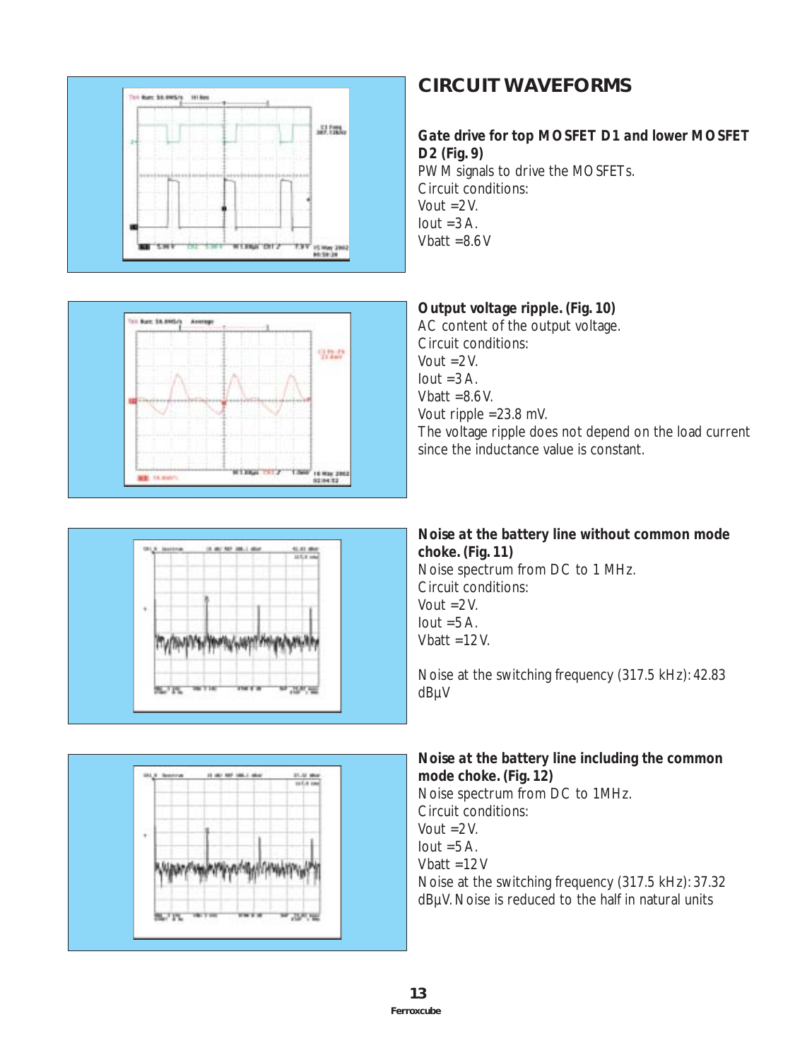## CIRCUIT WAVEFORMS

**Gate drive for top MOSFET D1 and lower MOSFET D2 (Fig. 9)**

PWM signals to drive the MOSFETs.
Circuit conditions:
Vout =2 V.
Iout =3 A.
Vbatt =8.6 V

**Output voltage ripple. (Fig. 10)**

AC content of the output voltage.
Circuit conditions:
Vout =2 V.
Iout =3 A.
Vbatt =8.6 V.
Vout ripple =23.8 mV.
The voltage ripple does not depend on the load current since the inductance value is constant.

**Noise at the battery line without common mode choke. (Fig. 11)**

Noise spectrum from DC to 1 MHz.
Circuit conditions:
Vout =2 V.
Iout =5 A.
Vbatt =12 V.

Noise at the switching frequency (317.5 kHz): 42.83 dBµV

**Noise at the battery line including the common mode choke. (Fig. 12)**

Noise spectrum from DC to 1MHz.
Circuit conditions:
Vout =2 V.
Iout =5 A.
Vbatt =12 V
Noise at the switching frequency (317.5 kHz): 37.32 dBµV. Noise is reduced to the half in natural units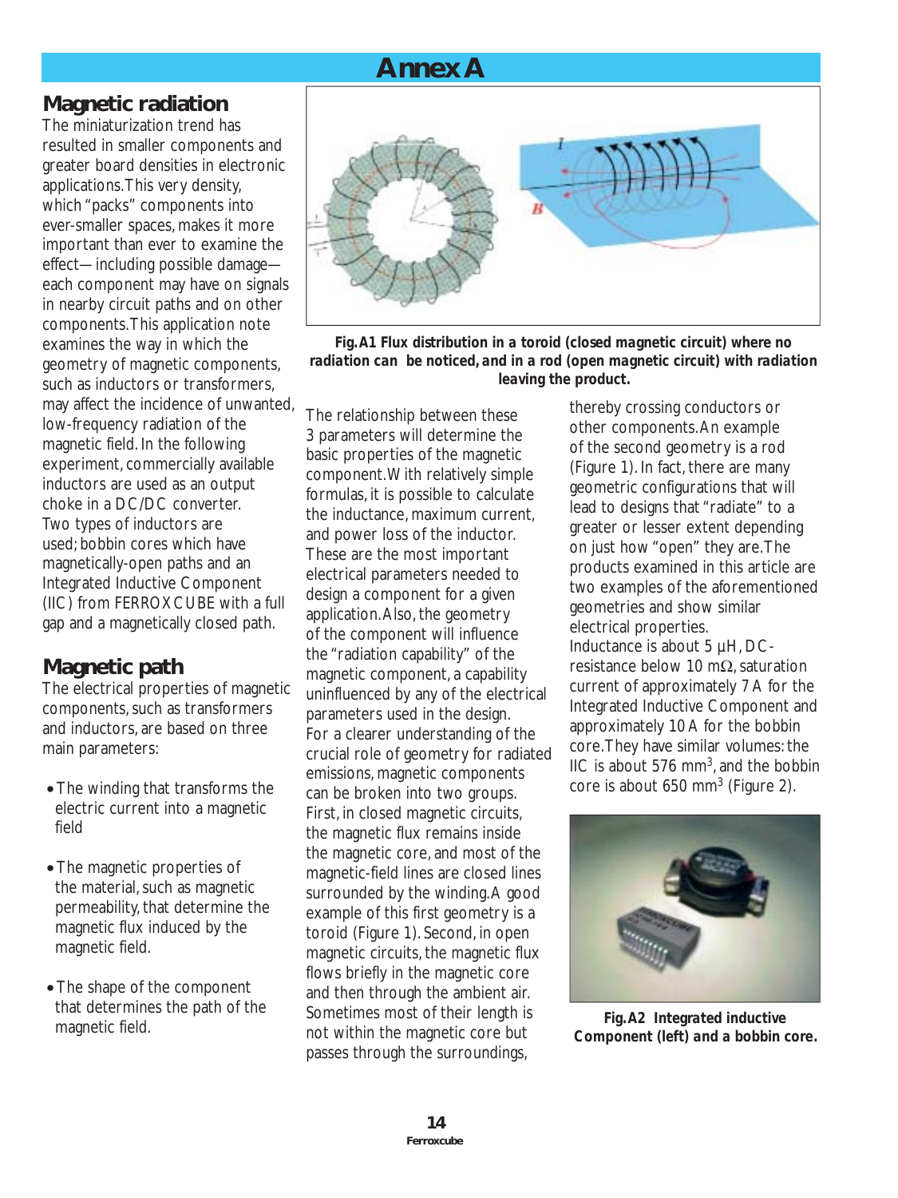# Annex A

## Magnetic radiation

The miniaturization trend has resulted in smaller components and greater board densities in electronic applications. This very density, which "packs" components into ever-smaller spaces, makes it more important than ever to examine the effect—including possible damage—each component may have on signals in nearby circuit paths and on other components. This application note examines the way in which the geometry of magnetic components, such as inductors or transformers, may affect the incidence of unwanted, low-frequency radiation of the magnetic field. In the following experiment, commercially available inductors are used as an output choke in a DC/DC converter. Two types of inductors are used; bobbin cores which have magnetically-open paths and an Integrated Inductive Component (IIC) from FERROXCUBE with a full gap and a magnetically closed path.

## Magnetic path

The electrical properties of magnetic components, such as transformers and inductors, are based on three main parameters:

- The winding that transforms the electric current into a magnetic field
- The magnetic properties of the material, such as magnetic permeability, that determine the magnetic flux induced by the magnetic field.
- The shape of the component that determines the path of the magnetic field.

**Fig. A1 Flux distribution in a toroid (closed magnetic circuit) where no radiation can be noticed, and in a rod (open magnetic circuit) with radiation leaving the product.**

The relationship between these 3 parameters will determine the basic properties of the magnetic component. With relatively simple formulas, it is possible to calculate the inductance, maximum current, and power loss of the inductor. These are the most important electrical parameters needed to design a component for a given application. Also, the geometry of the component will influence the "radiation capability" of the magnetic component, a capability uninfluenced by any of the electrical parameters used in the design.

For a clearer understanding of the crucial role of geometry for radiated emissions, magnetic components can be broken into two groups. First, in closed magnetic circuits, the magnetic flux remains inside the magnetic core, and most of the magnetic-field lines are closed lines surrounded by the winding. A good example of this first geometry is a toroid (Figure 1). Second, in open magnetic circuits, the magnetic flux flows briefly in the magnetic core and then through the ambient air. Sometimes most of their length is not within the magnetic core but passes through the surroundings, thereby crossing conductors or other components. An example of the second geometry is a rod (Figure 1). In fact, there are many geometric configurations that will lead to designs that "radiate" to a greater or lesser extent depending on just how "open" they are. The products examined in this article are two examples of the aforementioned geometries and show similar electrical properties.

Inductance is about 5 µH, DC-resistance below 10 mΩ, saturation current of approximately 7 A for the Integrated Inductive Component and approximately 10 A for the bobbin core. They have similar volumes: the IIC is about 576 mm$^3$, and the bobbin core is about 650 mm$^3$ (Figure 2).

**Fig. A2 Integrated inductive Component (left) and a bobbin core.**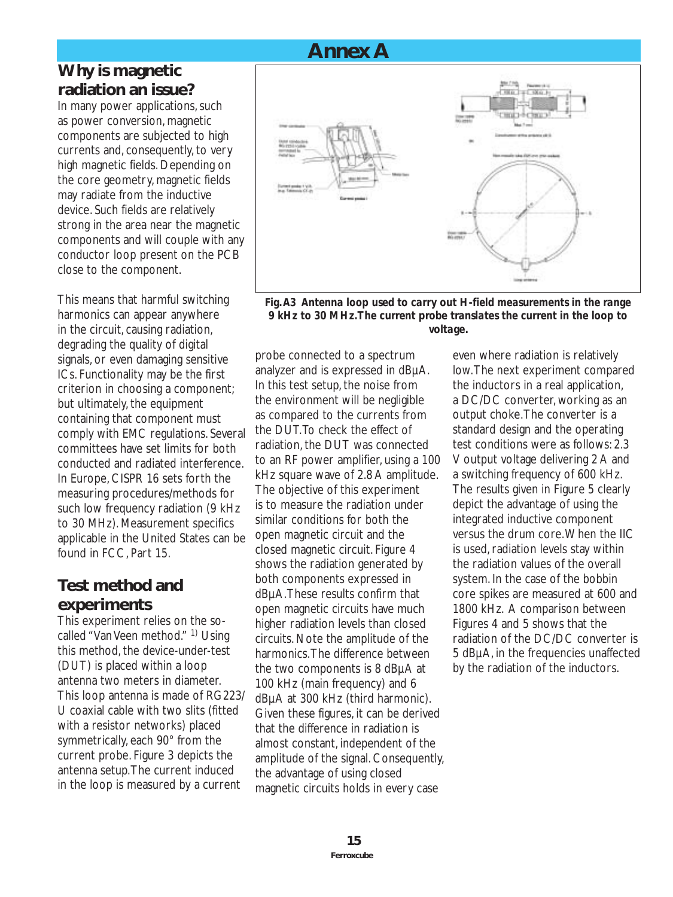# Annex A

## Why is magnetic radiation an issue?

In many power applications, such as power conversion, magnetic components are subjected to high currents and, consequently, to very high magnetic fields. Depending on the core geometry, magnetic fields may radiate from the inductive device. Such fields are relatively strong in the area near the magnetic components and will couple with any conductor loop present on the PCB close to the component.

This means that harmful switching harmonics can appear anywhere in the circuit, causing radiation, degrading the quality of digital signals, or even damaging sensitive ICs. Functionality may be the first criterion in choosing a component; but ultimately, the equipment containing that component must comply with EMC regulations. Several committees have set limits for both conducted and radiated interference. In Europe, CISPR 16 sets forth the measuring procedures/methods for such low frequency radiation (9 kHz to 30 MHz). Measurement specifics applicable in the United States can be found in FCC, Part 15.

## Test method and experiments

This experiment relies on the so-called "Van Veen method." [1] Using this method, the device-under-test (DUT) is placed within a loop antenna two meters in diameter. This loop antenna is made of RG223/U coaxial cable with two slits (fitted with a resistor networks) placed symmetrically, each 90° from the current probe. Figure 3 depicts the antenna setup. The current induced in the loop is measured by a current probe connected to a spectrum analyzer and is expressed in dBµA. In this test setup, the noise from the environment will be negligible as compared to the currents from the DUT. To check the effect of radiation, the DUT was connected to an RF power amplifier, using a 100 kHz square wave of 2.8 A amplitude. The objective of this experiment is to measure the radiation under similar conditions for both the open magnetic circuit and the closed magnetic circuit. Figure 4 shows the radiation generated by both components expressed in dBµA. These results confirm that open magnetic circuits have much higher radiation levels than closed circuits. Note the amplitude of the harmonics. The difference between the two components is 8 dBµA at 100 kHz (main frequency) and 6 dBµA at 300 kHz (third harmonic). Given these figures, it can be derived that the difference in radiation is almost constant, independent of the amplitude of the signal. Consequently, the advantage of using closed magnetic circuits holds in every case even where radiation is relatively low. The next experiment compared the inductors in a real application, a DC/DC converter, working as an output choke. The converter is a standard design and the operating test conditions were as follows: 2.3 V output voltage delivering 2 A and a switching frequency of 600 kHz. The results given in Figure 5 clearly depict the advantage of using the integrated inductive component versus the drum core. When the IIC is used, radiation levels stay within the radiation values of the overall system. In the case of the bobbin core spikes are measured at 600 and 1800 kHz. A comparison between Figures 4 and 5 shows that the radiation of the DC/DC converter is 5 dBµA, in the frequencies unaffected by the radiation of the inductors.

**Fig.A3 Antenna loop used to carry out H-field measurements in the range 9 kHz to 30 MHz. The current probe translates the current in the loop to voltage.**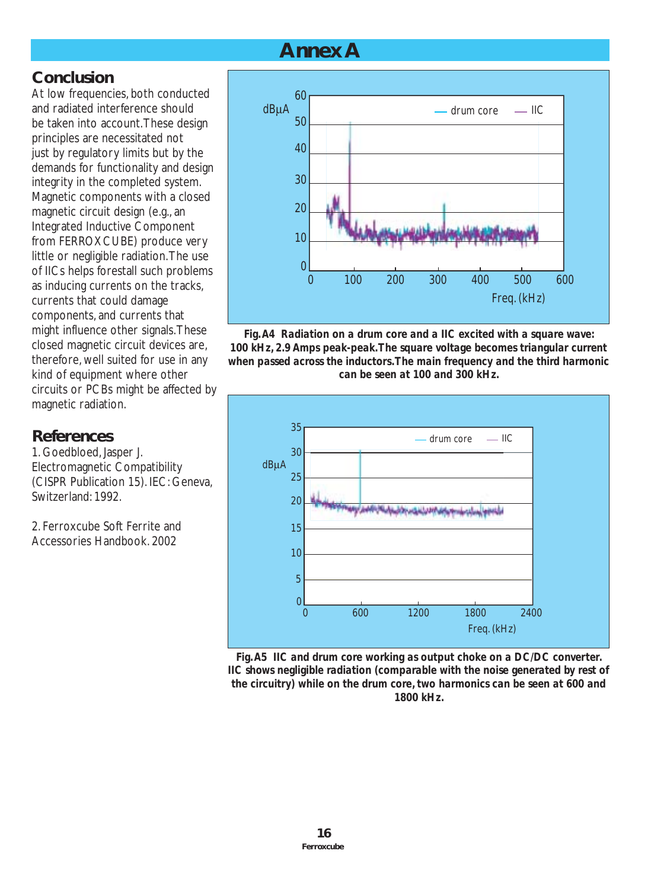# Annex A

## Conclusion

At low frequencies, both conducted and radiated interference should be taken into account. These design principles are necessitated not just by regulatory limits but by the demands for functionality and design integrity in the completed system. Magnetic components with a closed magnetic circuit design (e.g., an Integrated Inductive Component from FERROXCUBE) produce very little or negligible radiation. The use of IICs helps forestall such problems as inducing currents on the tracks, currents that could damage components, and currents that might influence other signals. These closed magnetic circuit devices are, therefore, well suited for use in any kind of equipment where other circuits or PCBs might be affected by magnetic radiation.

## References

1. Goedbloed, Jasper J. Electromagnetic Compatibility (CISPR Publication 15). IEC: Geneva, Switzerland: 1992.

2. Ferroxcube Soft Ferrite and Accessories Handbook. 2002

**Fig.A4 Radiation on a drum core and a IIC excited with a square wave: 100 kHz, 2.9 Amps peak-peak. The square voltage becomes triangular current when passed across the inductors. The main frequency and the third harmonic can be seen at 100 and 300 kHz.**

**Fig.A5 IIC and drum core working as output choke on a DC/DC converter. IIC shows negligible radiation (comparable with the noise generated by rest of the circuitry) while on the drum core, two harmonics can be seen at 600 and 1800 kHz.**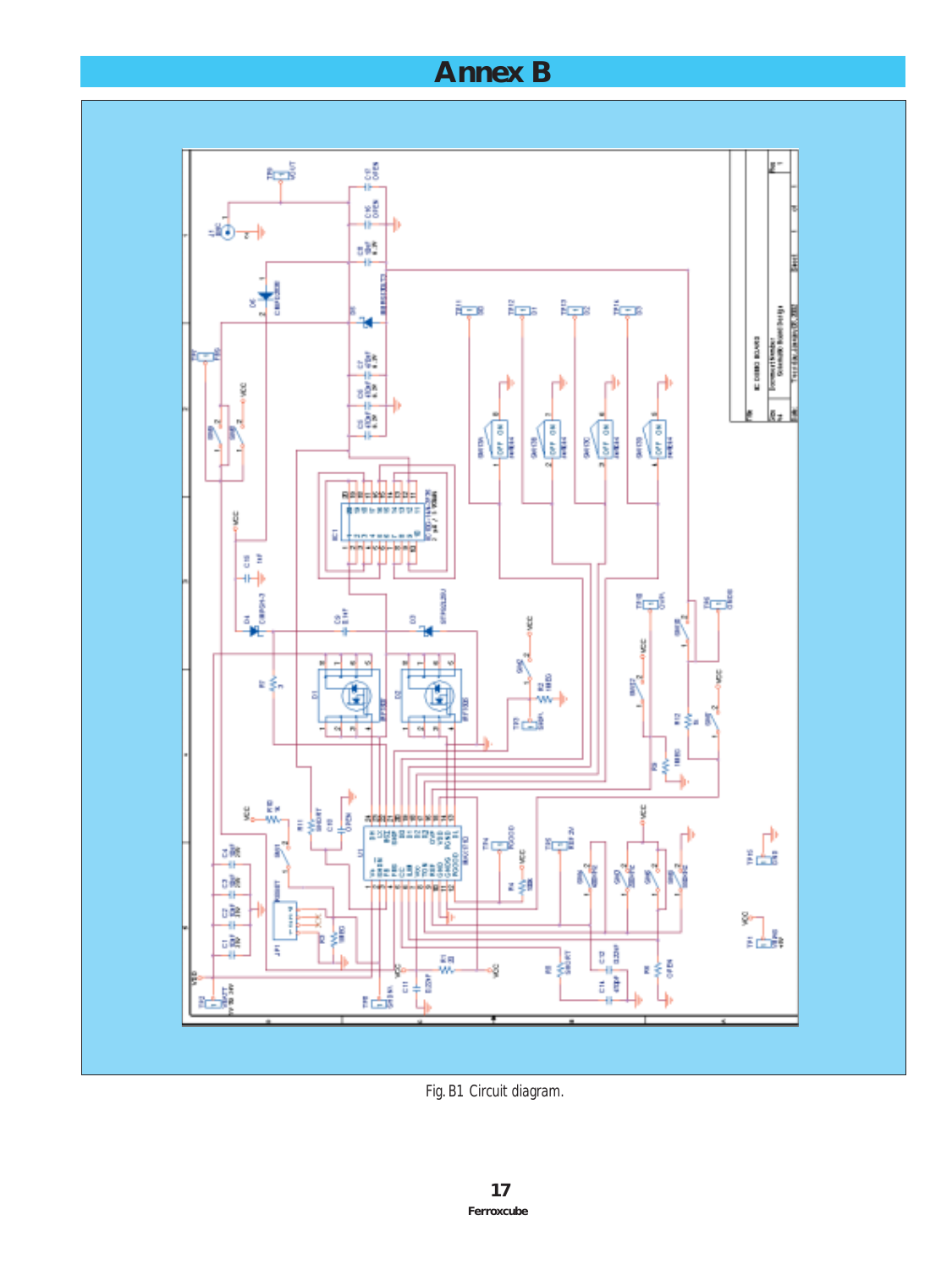# Annex B

Fig. B1 Circuit diagram.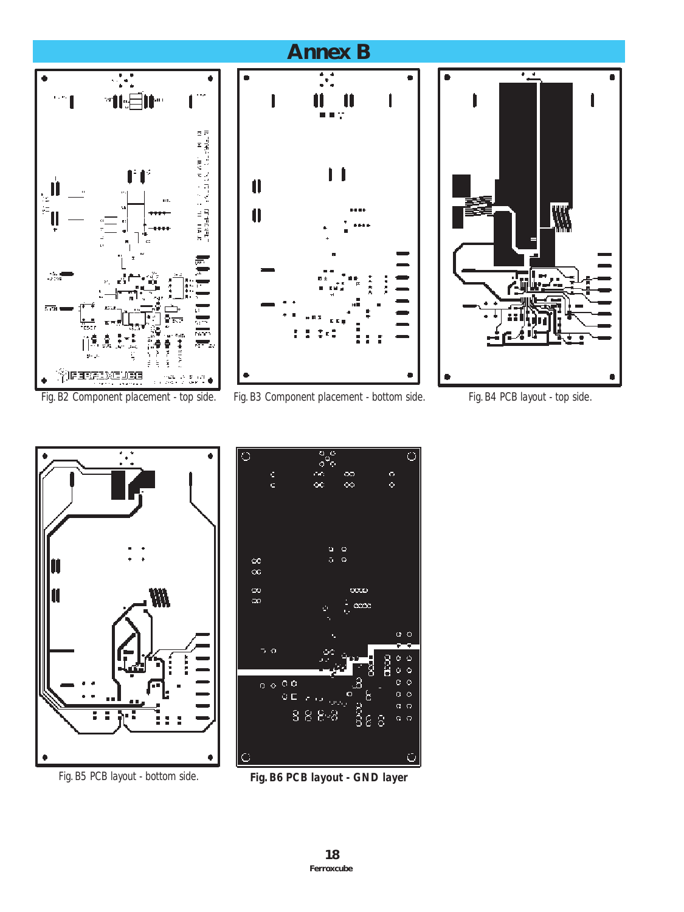# Annex B

Fig. B2 Component placement - top side.

Fig. B3 Component placement - bottom side.

Fig. B4 PCB layout - top side.

Fig. B5 PCB layout - bottom side.

**Fig. B6 PCB layout - GND layer**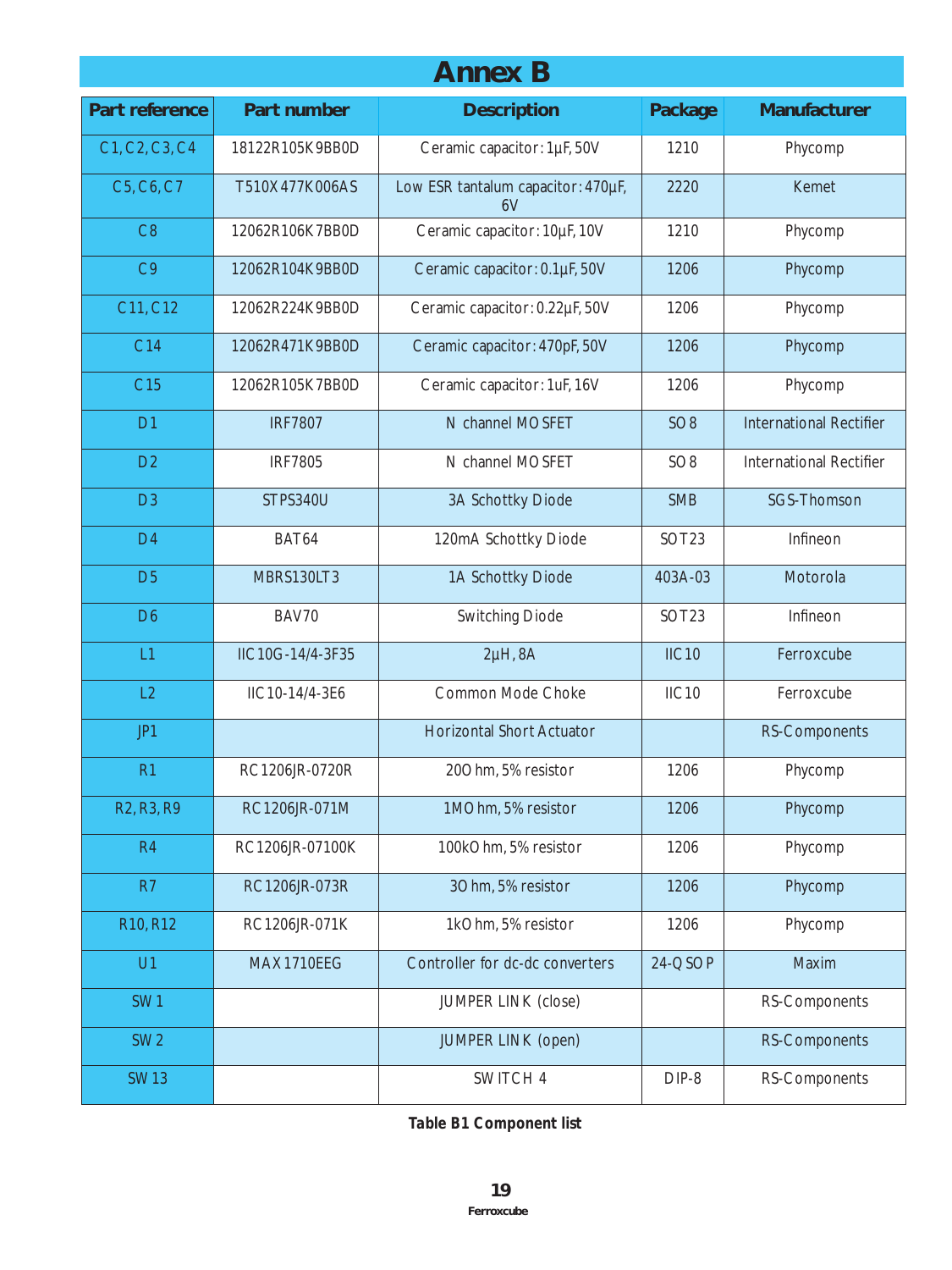# Annex B

| Part reference | Part number | Description | Package | Manufacturer |
|---|---|---|---|---|
| C1, C2, C3, C4 | 18122R105K9BB0D | Ceramic capacitor: 1µF, 50V | 1210 | Phycomp |
| C5, C6, C7 | T510X477K006AS | Low ESR tantalum capacitor: 470µF, 6V | 2220 | Kemet |
| C8 | 12062R106K7BB0D | Ceramic capacitor: 10µF, 10V | 1210 | Phycomp |
| C9 | 12062R104K9BB0D | Ceramic capacitor: 0.1µF, 50V | 1206 | Phycomp |
| C11, C12 | 12062R224K9BB0D | Ceramic capacitor: 0.22µF, 50V | 1206 | Phycomp |
| C14 | 12062R471K9BB0D | Ceramic capacitor: 470pF, 50V | 1206 | Phycomp |
| C15 | 12062R105K7BB0D | Ceramic capacitor: 1uF, 16V | 1206 | Phycomp |
| D1 | IRF7807 | N channel MOSFET | SO8 | International Rectifier |
| D2 | IRF7805 | N channel MOSFET | SO8 | International Rectifier |
| D3 | STPS340U | 3A Schottky Diode | SMB | SGS-Thomson |
| D4 | BAT64 | 120mA Schottky Diode | SOT23 | Infineon |
| D5 | MBRS130LT3 | 1A Schottky Diode | 403A-03 | Motorola |
| D6 | BAV70 | Switching Diode | SOT23 | Infineon |
| L1 | IIC10G-14/4-3F35 | 2µH, 8A | IIC10 | Ferroxcube |
| L2 | IIC10-14/4-3E6 | Common Mode Choke | IIC10 | Ferroxcube |
| JP1 | | Horizontal Short Actuator | | RS-Components |
| R1 | RC1206JR-0720R | 20Ohm, 5% resistor | 1206 | Phycomp |
| R2, R3, R9 | RC1206JR-071M | 1MOhm, 5% resistor | 1206 | Phycomp |
| R4 | RC1206JR-07100K | 100kOhm, 5% resistor | 1206 | Phycomp |
| R7 | RC1206JR-073R | 3Ohm, 5% resistor | 1206 | Phycomp |
| R10, R12 | RC1206JR-071K | 1kOhm, 5% resistor | 1206 | Phycomp |
| U1 | MAX1710EEG | Controller for dc-dc converters | 24-QSOP | Maxim |
| SW1 | | JUMPER LINK (close) | | RS-Components |
| SW2 | | JUMPER LINK (open) | | RS-Components |
| SW13 | | SWITCH 4 | DIP-8 | RS-Components |

**Table B1 Component list**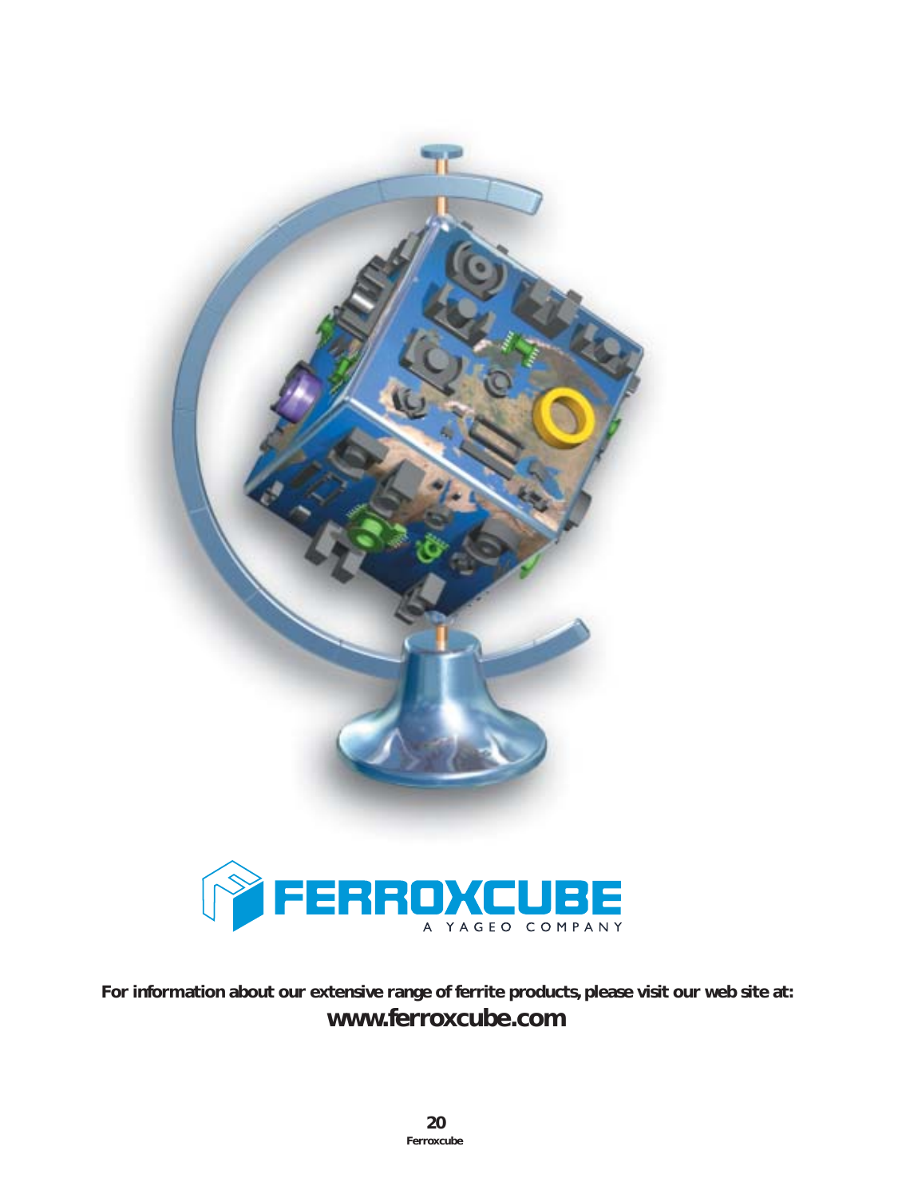FERROXCUBE

A YAGEO COMPANY

**For information about our extensive range of ferrite products, please visit our web site at:**

**www.ferroxcube.com**